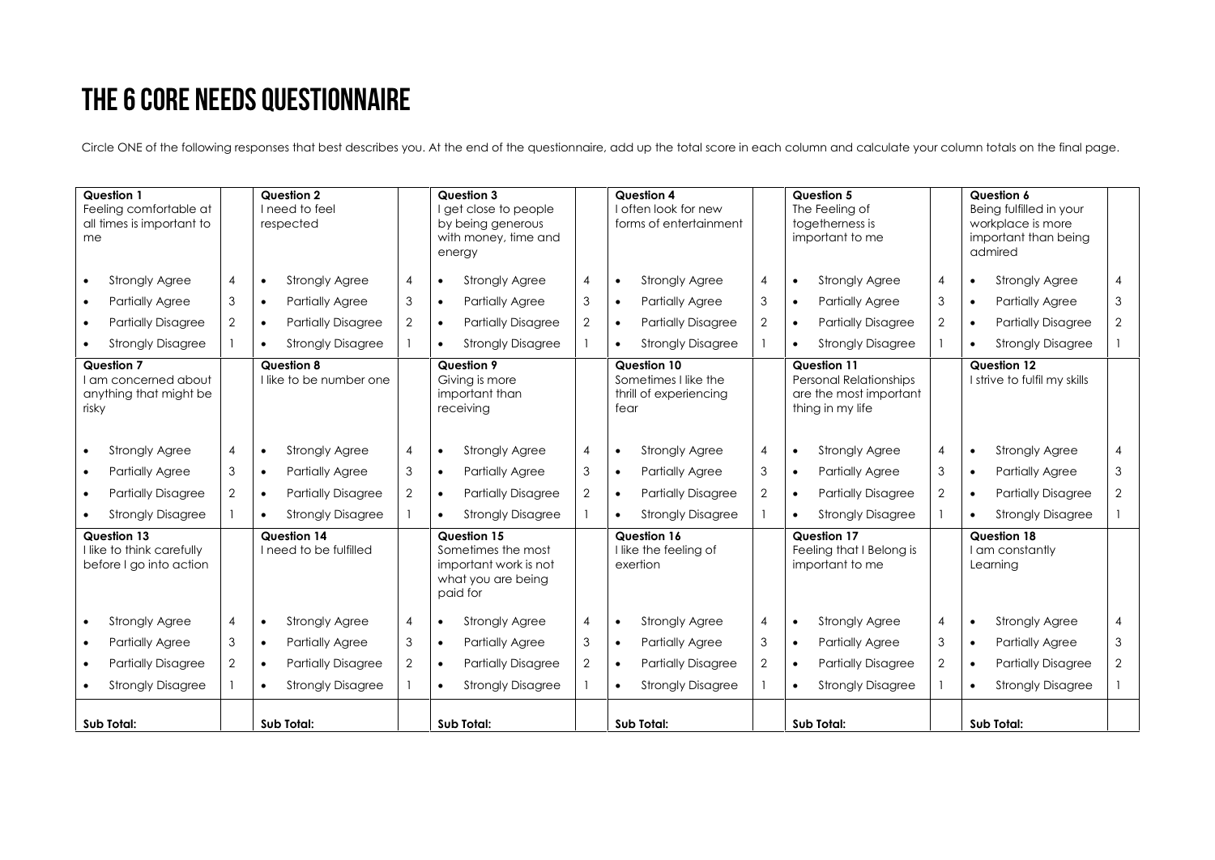# THE 6 CORE NEEDS QUESTIONNAIRE

Circle ONE of the following responses that best describes you. At the end of the questionnaire, add up the total score in each column and calculate your column totals on the final page.

| **Question 1** Feeling comfortable at all times is important to me | | **Question 2** I need to feel respected | | **Question 3** I get close to people by being generous with money, time and energy | | **Question 4** I often look for new forms of entertainment | | **Question 5** The Feeling of togetherness is important to me | | **Question 6** Being fulfilled in your workplace is more important than being admired | |
|---|---|---|---|---|---|---|---|---|---|---|---|
| • Strongly Agree | 4 | • Strongly Agree | 4 | • Strongly Agree | 4 | • Strongly Agree | 4 | • Strongly Agree | 4 | • Strongly Agree | 4 |
| • Partially Agree | 3 | • Partially Agree | 3 | • Partially Agree | 3 | • Partially Agree | 3 | • Partially Agree | 3 | • Partially Agree | 3 |
| • Partially Disagree | 2 | • Partially Disagree | 2 | • Partially Disagree | 2 | • Partially Disagree | 2 | • Partially Disagree | 2 | • Partially Disagree | 2 |
| • Strongly Disagree | 1 | • Strongly Disagree | 1 | • Strongly Disagree | 1 | • Strongly Disagree | 1 | • Strongly Disagree | 1 | • Strongly Disagree | 1 |
| **Question 7** I am concerned about anything that might be risky | | **Question 8** I like to be number one | | **Question 9** Giving is more important than receiving | | **Question 10** Sometimes I like the thrill of experiencing fear | | **Question 11** Personal Relationships are the most important thing in my life | | **Question 12** I strive to fulfil my skills | |
| • Strongly Agree | 4 | • Strongly Agree | 4 | • Strongly Agree | 4 | • Strongly Agree | 4 | • Strongly Agree | 4 | • Strongly Agree | 4 |
| • Partially Agree | 3 | • Partially Agree | 3 | • Partially Agree | 3 | • Partially Agree | 3 | • Partially Agree | 3 | • Partially Agree | 3 |
| • Partially Disagree | 2 | • Partially Disagree | 2 | • Partially Disagree | 2 | • Partially Disagree | 2 | • Partially Disagree | 2 | • Partially Disagree | 2 |
| • Strongly Disagree | 1 | • Strongly Disagree | 1 | • Strongly Disagree | 1 | • Strongly Disagree | 1 | • Strongly Disagree | 1 | • Strongly Disagree | 1 |
| **Question 13** I like to think carefully before I go into action | | **Question 14** I need to be fulfilled | | **Question 15** Sometimes the most important work is not what you are being paid for | | **Question 16** I like the feeling of exertion | | **Question 17** Feeling that I Belong is important to me | | **Question 18** I am constantly Learning | |
| • Strongly Agree | 4 | • Strongly Agree | 4 | • Strongly Agree | 4 | • Strongly Agree | 4 | • Strongly Agree | 4 | • Strongly Agree | 4 |
| • Partially Agree | 3 | • Partially Agree | 3 | • Partially Agree | 3 | • Partially Agree | 3 | • Partially Agree | 3 | • Partially Agree | 3 |
| • Partially Disagree | 2 | • Partially Disagree | 2 | • Partially Disagree | 2 | • Partially Disagree | 2 | • Partially Disagree | 2 | • Partially Disagree | 2 |
| • Strongly Disagree | 1 | • Strongly Disagree | 1 | • Strongly Disagree | 1 | • Strongly Disagree | 1 | • Strongly Disagree | 1 | • Strongly Disagree | 1 |
| **Sub Total:** | | **Sub Total:** | | **Sub Total:** | | **Sub Total:** | | **Sub Total:** | | **Sub Total:** | |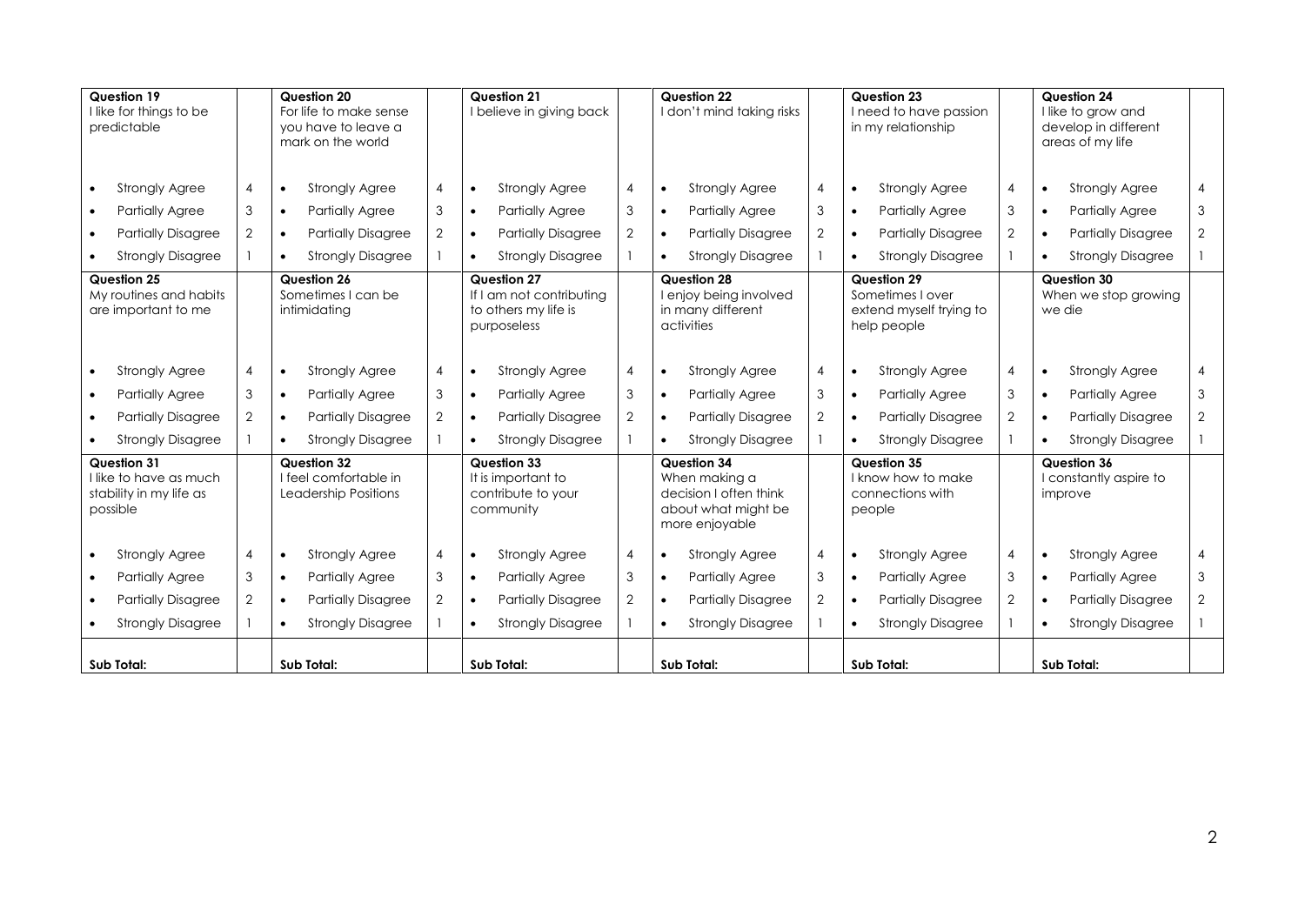| **Question 19**<br>I like for things to be predictable | | **Question 20**<br>For life to make sense you have to leave a mark on the world | | **Question 21**<br>I believe in giving back | | **Question 22**<br>I don't mind taking risks | | **Question 23**<br>I need to have passion in my relationship | | **Question 24**<br>I like to grow and develop in different areas of my life | |
|---|---|---|---|---|---|---|---|---|---|---|---|
| • Strongly Agree | 4 | • Strongly Agree | 4 | • Strongly Agree | 4 | • Strongly Agree | 4 | • Strongly Agree | 4 | • Strongly Agree | 4 |
| • Partially Agree | 3 | • Partially Agree | 3 | • Partially Agree | 3 | • Partially Agree | 3 | • Partially Agree | 3 | • Partially Agree | 3 |
| • Partially Disagree | 2 | • Partially Disagree | 2 | • Partially Disagree | 2 | • Partially Disagree | 2 | • Partially Disagree | 2 | • Partially Disagree | 2 |
| • Strongly Disagree | 1 | • Strongly Disagree | 1 | • Strongly Disagree | 1 | • Strongly Disagree | 1 | • Strongly Disagree | 1 | • Strongly Disagree | 1 |
| **Question 25**<br>My routines and habits are important to me | | **Question 26**<br>Sometimes I can be intimidating | | **Question 27**<br>If I am not contributing to others my life is purposeless | | **Question 28**<br>I enjoy being involved in many different activities | | **Question 29**<br>Sometimes I over extend myself trying to help people | | **Question 30**<br>When we stop growing we die | |
| • Strongly Agree | 4 | • Strongly Agree | 4 | • Strongly Agree | 4 | • Strongly Agree | 4 | • Strongly Agree | 4 | • Strongly Agree | 4 |
| • Partially Agree | 3 | • Partially Agree | 3 | • Partially Agree | 3 | • Partially Agree | 3 | • Partially Agree | 3 | • Partially Agree | 3 |
| • Partially Disagree | 2 | • Partially Disagree | 2 | • Partially Disagree | 2 | • Partially Disagree | 2 | • Partially Disagree | 2 | • Partially Disagree | 2 |
| • Strongly Disagree | 1 | • Strongly Disagree | 1 | • Strongly Disagree | 1 | • Strongly Disagree | 1 | • Strongly Disagree | 1 | • Strongly Disagree | 1 |
| **Question 31**<br>I like to have as much stability in my life as possible | | **Question 32**<br>I feel comfortable in Leadership Positions | | **Question 33**<br>It is important to contribute to your community | | **Question 34**<br>When making a decision I often think about what might be more enjoyable | | **Question 35**<br>I know how to make connections with people | | **Question 36**<br>I constantly aspire to improve | |
| • Strongly Agree | 4 | • Strongly Agree | 4 | • Strongly Agree | 4 | • Strongly Agree | 4 | • Strongly Agree | 4 | • Strongly Agree | 4 |
| • Partially Agree | 3 | • Partially Agree | 3 | • Partially Agree | 3 | • Partially Agree | 3 | • Partially Agree | 3 | • Partially Agree | 3 |
| • Partially Disagree | 2 | • Partially Disagree | 2 | • Partially Disagree | 2 | • Partially Disagree | 2 | • Partially Disagree | 2 | • Partially Disagree | 2 |
| • Strongly Disagree | 1 | • Strongly Disagree | 1 | • Strongly Disagree | 1 | • Strongly Disagree | 1 | • Strongly Disagree | 1 | • Strongly Disagree | 1 |
| **Sub Total:** | | **Sub Total:** | | **Sub Total:** | | **Sub Total:** | | **Sub Total:** | | **Sub Total:** | |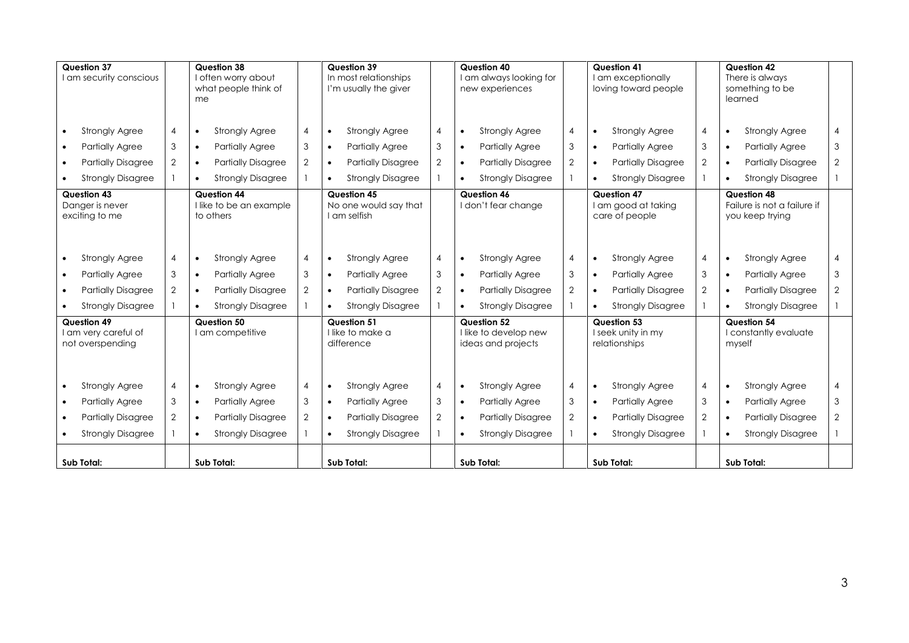| Question 37<br>I am security conscious | | Question 38<br>I often worry about what people think of me | | Question 39<br>In most relationships I'm usually the giver | | Question 40<br>I am always looking for new experiences | | Question 41<br>I am exceptionally loving toward people | | Question 42<br>There is always something to be learned | |
|---|---|---|---|---|---|---|---|---|---|---|---|
| • Strongly Agree | 4 | • Strongly Agree | 4 | • Strongly Agree | 4 | • Strongly Agree | 4 | • Strongly Agree | 4 | • Strongly Agree | 4 |
| • Partially Agree | 3 | • Partially Agree | 3 | • Partially Agree | 3 | • Partially Agree | 3 | • Partially Agree | 3 | • Partially Agree | 3 |
| • Partially Disagree | 2 | • Partially Disagree | 2 | • Partially Disagree | 2 | • Partially Disagree | 2 | • Partially Disagree | 2 | • Partially Disagree | 2 |
| • Strongly Disagree | 1 | • Strongly Disagree | 1 | • Strongly Disagree | 1 | • Strongly Disagree | 1 | • Strongly Disagree | 1 | • Strongly Disagree | 1 |
| **Question 43**<br>Danger is never exciting to me | | **Question 44**<br>I like to be an example to others | | **Question 45**<br>No one would say that I am selfish | | **Question 46**<br>I don't fear change | | **Question 47**<br>I am good at taking care of people | | **Question 48**<br>Failure is not a failure if you keep trying | |
| • Strongly Agree | 4 | • Strongly Agree | 4 | • Strongly Agree | 4 | • Strongly Agree | 4 | • Strongly Agree | 4 | • Strongly Agree | 4 |
| • Partially Agree | 3 | • Partially Agree | 3 | • Partially Agree | 3 | • Partially Agree | 3 | • Partially Agree | 3 | • Partially Agree | 3 |
| • Partially Disagree | 2 | • Partially Disagree | 2 | • Partially Disagree | 2 | • Partially Disagree | 2 | • Partially Disagree | 2 | • Partially Disagree | 2 |
| • Strongly Disagree | 1 | • Strongly Disagree | 1 | • Strongly Disagree | 1 | • Strongly Disagree | 1 | • Strongly Disagree | 1 | • Strongly Disagree | 1 |
| **Question 49**<br>I am very careful of not overspending | | **Question 50**<br>I am competitive | | **Question 51**<br>I like to make a difference | | **Question 52**<br>I like to develop new ideas and projects | | **Question 53**<br>I seek unity in my relationships | | **Question 54**<br>I constantly evaluate myself | |
| • Strongly Agree | 4 | • Strongly Agree | 4 | • Strongly Agree | 4 | • Strongly Agree | 4 | • Strongly Agree | 4 | • Strongly Agree | 4 |
| • Partially Agree | 3 | • Partially Agree | 3 | • Partially Agree | 3 | • Partially Agree | 3 | • Partially Agree | 3 | • Partially Agree | 3 |
| • Partially Disagree | 2 | • Partially Disagree | 2 | • Partially Disagree | 2 | • Partially Disagree | 2 | • Partially Disagree | 2 | • Partially Disagree | 2 |
| • Strongly Disagree | 1 | • Strongly Disagree | 1 | • Strongly Disagree | 1 | • Strongly Disagree | 1 | • Strongly Disagree | 1 | • Strongly Disagree | 1 |
| **Sub Total:** | | **Sub Total:** | | **Sub Total:** | | **Sub Total:** | | **Sub Total:** | | **Sub Total:** | |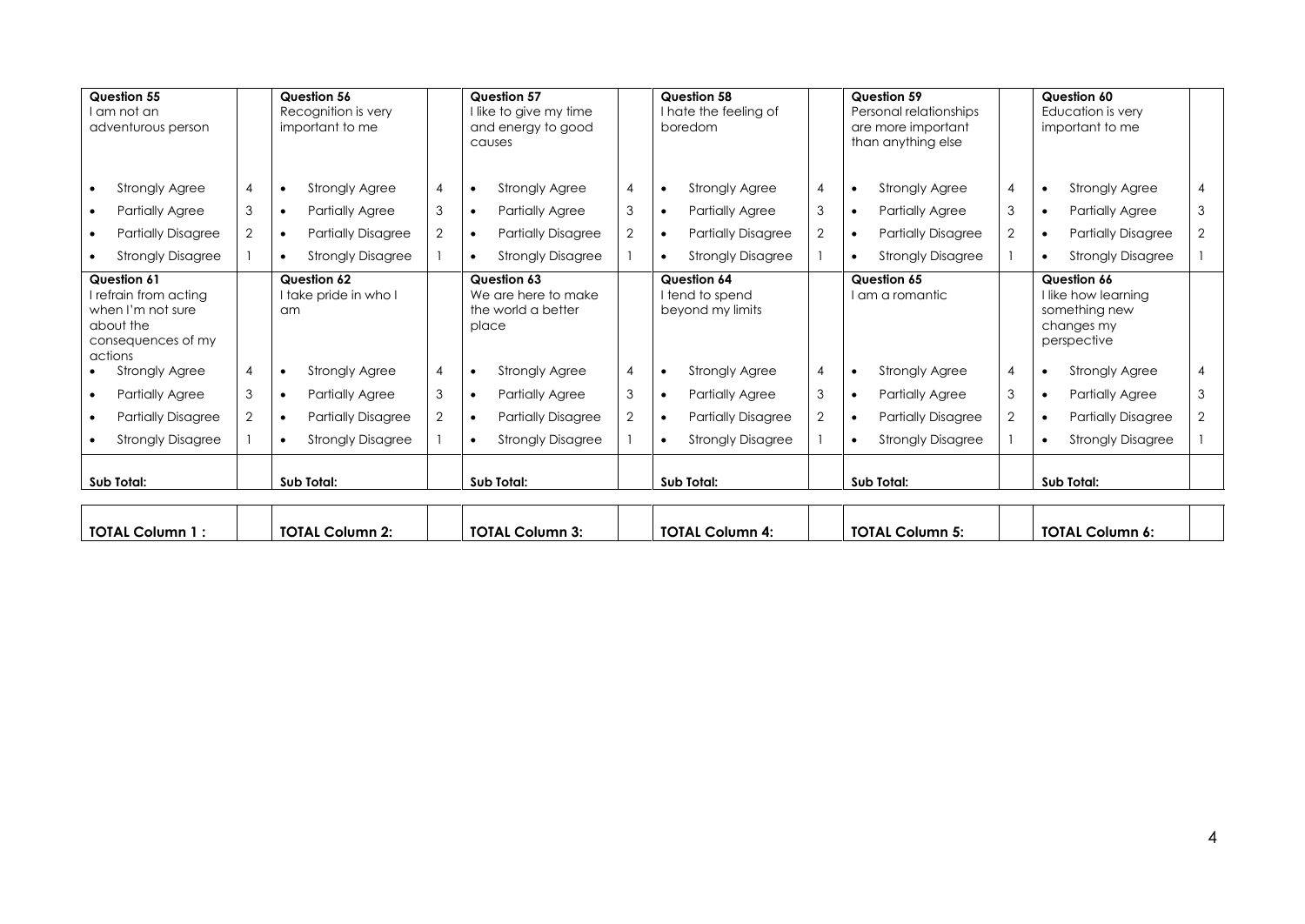| | | | | | | | | | | | |
|---|---|---|---|---|---|---|---|---|---|---|---|
| **Question 55**<br>I am not an adventurous person | | **Question 56**<br>Recognition is very important to me | | **Question 57**<br>I like to give my time and energy to good causes | | **Question 58**<br>I hate the feeling of boredom | | **Question 59**<br>Personal relationships are more important than anything else | | **Question 60**<br>Education is very important to me | |
| • Strongly Agree | 4 | • Strongly Agree | 4 | • Strongly Agree | 4 | • Strongly Agree | 4 | • Strongly Agree | 4 | • Strongly Agree | 4 |
| • Partially Agree | 3 | • Partially Agree | 3 | • Partially Agree | 3 | • Partially Agree | 3 | • Partially Agree | 3 | • Partially Agree | 3 |
| • Partially Disagree | 2 | • Partially Disagree | 2 | • Partially Disagree | 2 | • Partially Disagree | 2 | • Partially Disagree | 2 | • Partially Disagree | 2 |
| • Strongly Disagree | 1 | • Strongly Disagree | 1 | • Strongly Disagree | 1 | • Strongly Disagree | 1 | • Strongly Disagree | 1 | • Strongly Disagree | 1 |
| **Question 61**<br>I refrain from acting when I'm not sure about the consequences of my actions | | **Question 62**<br>I take pride in who I am | | **Question 63**<br>We are here to make the world a better place | | **Question 64**<br>I tend to spend beyond my limits | | **Question 65**<br>I am a romantic | | **Question 66**<br>I like how learning something new changes my perspective | |
| • Strongly Agree | 4 | • Strongly Agree | 4 | • Strongly Agree | 4 | • Strongly Agree | 4 | • Strongly Agree | 4 | • Strongly Agree | 4 |
| • Partially Agree | 3 | • Partially Agree | 3 | • Partially Agree | 3 | • Partially Agree | 3 | • Partially Agree | 3 | • Partially Agree | 3 |
| • Partially Disagree | 2 | • Partially Disagree | 2 | • Partially Disagree | 2 | • Partially Disagree | 2 | • Partially Disagree | 2 | • Partially Disagree | 2 |
| • Strongly Disagree | 1 | • Strongly Disagree | 1 | • Strongly Disagree | 1 | • Strongly Disagree | 1 | • Strongly Disagree | 1 | • Strongly Disagree | 1 |
| **Sub Total:** | | **Sub Total:** | | **Sub Total:** | | **Sub Total:** | | **Sub Total:** | | **Sub Total:** | |

| | | | | | | | | | | | |
|---|---|---|---|---|---|---|---|---|---|---|---|
| **TOTAL Column 1 :** | | **TOTAL Column 2:** | | **TOTAL Column 3:** | | **TOTAL Column 4:** | | **TOTAL Column 5:** | | **TOTAL Column 6:** | |